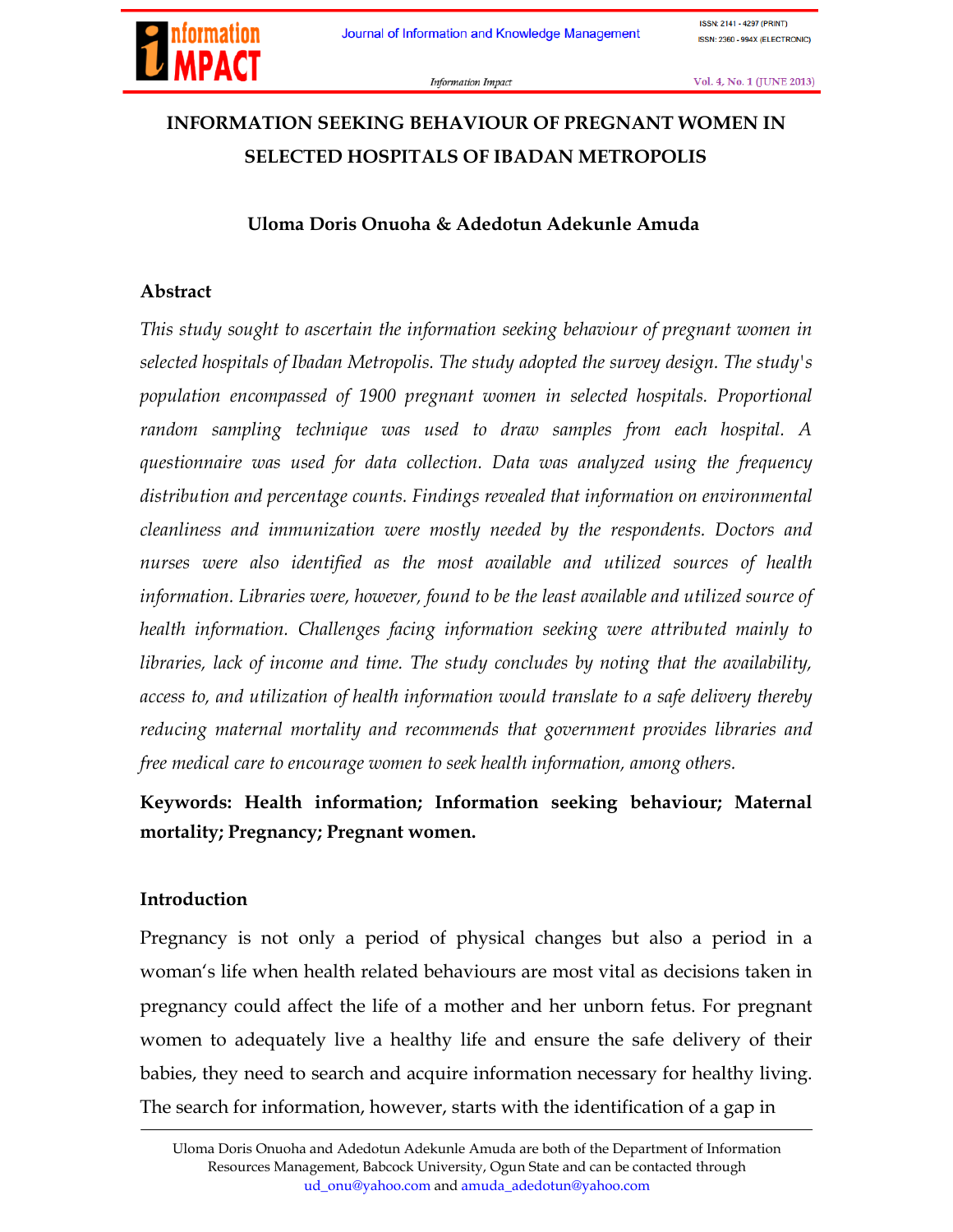# INFORMATION SEEKING BEHAVIOUR OF PREGNANT WOMEN IN SELECTED HOSPITALS OF IBADAN METROPOLIS

**Uloma Doris Onuoha & Adedotun Adekunle Amuda**

## Abstract

*This study sought to ascertain the information seeking behaviour of pregnant women in selected hospitals of Ibadan Metropolis. The study adopted the survey design. The study's population encompassed of 1900 pregnant women in selected hospitals. Proportional random sampling technique was used to draw samples from each hospital. A questionnaire was used for data collection. Data was analyzed using the frequency distribution and percentage counts. Findings revealed that information on environmental cleanliness and immunization were mostly needed by the respondents. Doctors and nurses were also identified as the most available and utilized sources of health information. Libraries were, however, found to be the least available and utilized source of health information. Challenges facing information seeking were attributed mainly to libraries, lack of income and time. The study concludes by noting that the availability, access to, and utilization of health information would translate to a safe delivery thereby reducing maternal mortality and recommends that government provides libraries and free medical care to encourage women to seek health information, among others.*

**Keywords: Health information; Information seeking behaviour; Maternal mortality; Pregnancy; Pregnant women.**

## Introduction

Pregnancy is not only a period of physical changes but also a period in a woman's life when health related behaviours are most vital as decisions taken in pregnancy could affect the life of a mother and her unborn fetus. For pregnant women to adequately live a healthy life and ensure the safe delivery of their babies, they need to search and acquire information necessary for healthy living. The search for information, however, starts with the identification of a gap in

---

Uloma Doris Onuoha and Adedotun Adekunle Amuda are both of the Department of Information Resources Management, Babcock University, Ogun State and can be contacted through ud_onu@yahoo.com and amuda_adedotun@yahoo.com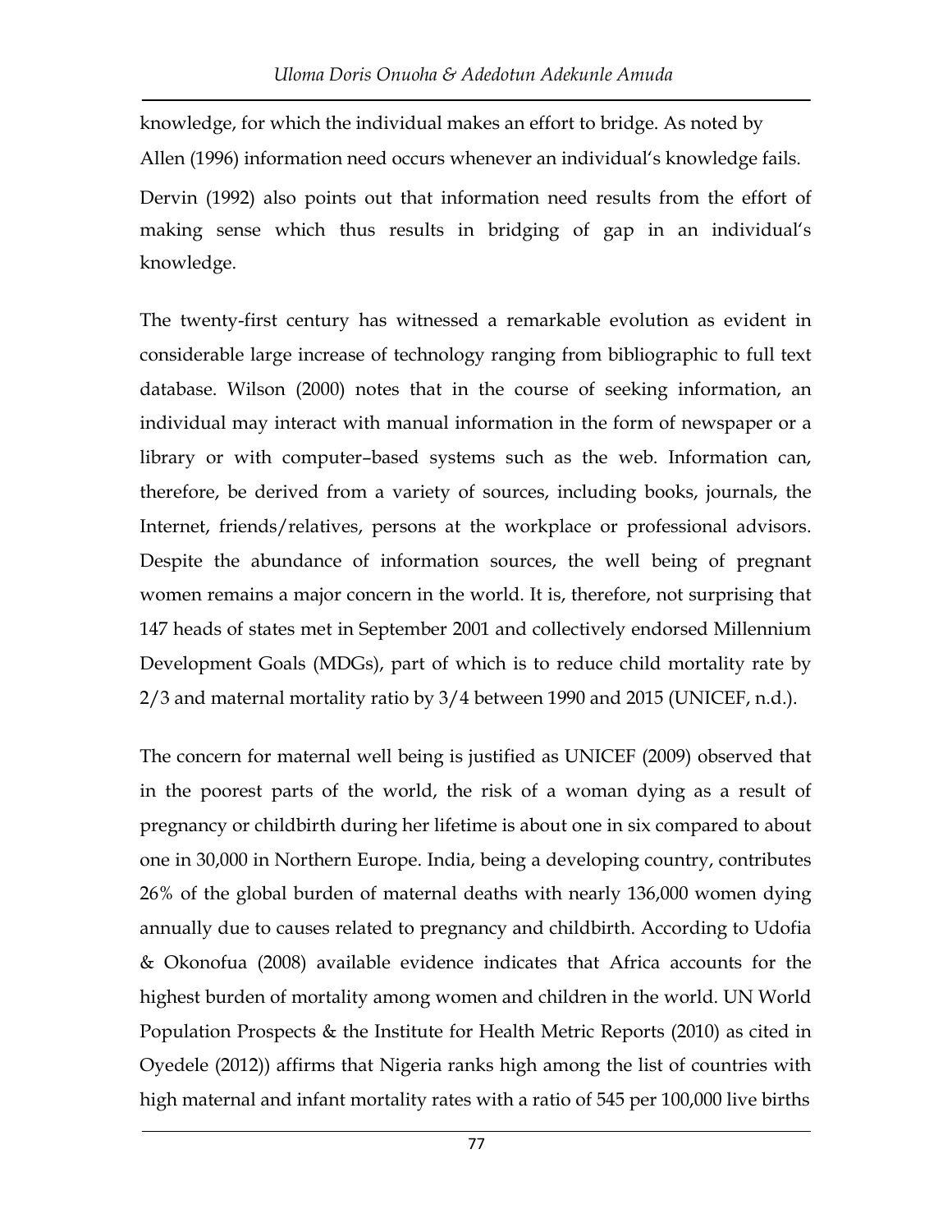knowledge, for which the individual makes an effort to bridge. As noted by Allen (1996) information need occurs whenever an individual's knowledge fails. Dervin (1992) also points out that information need results from the effort of making sense which thus results in bridging of gap in an individual's knowledge.

The twenty-first century has witnessed a remarkable evolution as evident in considerable large increase of technology ranging from bibliographic to full text database. Wilson (2000) notes that in the course of seeking information, an individual may interact with manual information in the form of newspaper or a library or with computer–based systems such as the web. Information can, therefore, be derived from a variety of sources, including books, journals, the Internet, friends/relatives, persons at the workplace or professional advisors. Despite the abundance of information sources, the well being of pregnant women remains a major concern in the world. It is, therefore, not surprising that 147 heads of states met in September 2001 and collectively endorsed Millennium Development Goals (MDGs), part of which is to reduce child mortality rate by 2/3 and maternal mortality ratio by 3/4 between 1990 and 2015 (UNICEF, n.d.).

The concern for maternal well being is justified as UNICEF (2009) observed that in the poorest parts of the world, the risk of a woman dying as a result of pregnancy or childbirth during her lifetime is about one in six compared to about one in 30,000 in Northern Europe. India, being a developing country, contributes 26% of the global burden of maternal deaths with nearly 136,000 women dying annually due to causes related to pregnancy and childbirth. According to Udofia & Okonofua (2008) available evidence indicates that Africa accounts for the highest burden of mortality among women and children in the world. UN World Population Prospects & the Institute for Health Metric Reports (2010) as cited in Oyedele (2012)) affirms that Nigeria ranks high among the list of countries with high maternal and infant mortality rates with a ratio of 545 per 100,000 live births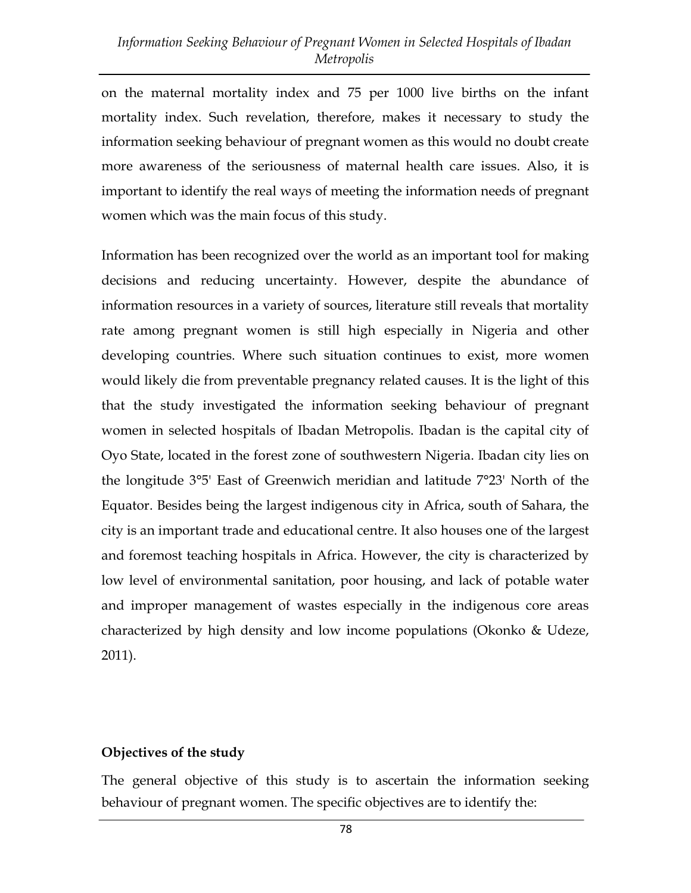on the maternal mortality index and 75 per 1000 live births on the infant mortality index. Such revelation, therefore, makes it necessary to study the information seeking behaviour of pregnant women as this would no doubt create more awareness of the seriousness of maternal health care issues. Also, it is important to identify the real ways of meeting the information needs of pregnant women which was the main focus of this study.

Information has been recognized over the world as an important tool for making decisions and reducing uncertainty. However, despite the abundance of information resources in a variety of sources, literature still reveals that mortality rate among pregnant women is still high especially in Nigeria and other developing countries. Where such situation continues to exist, more women would likely die from preventable pregnancy related causes. It is the light of this that the study investigated the information seeking behaviour of pregnant women in selected hospitals of Ibadan Metropolis. Ibadan is the capital city of Oyo State, located in the forest zone of southwestern Nigeria. Ibadan city lies on the longitude 3°5' East of Greenwich meridian and latitude 7°23' North of the Equator. Besides being the largest indigenous city in Africa, south of Sahara, the city is an important trade and educational centre. It also houses one of the largest and foremost teaching hospitals in Africa. However, the city is characterized by low level of environmental sanitation, poor housing, and lack of potable water and improper management of wastes especially in the indigenous core areas characterized by high density and low income populations (Okonko & Udeze, 2011).

**Objectives of the study**

The general objective of this study is to ascertain the information seeking behaviour of pregnant women. The specific objectives are to identify the: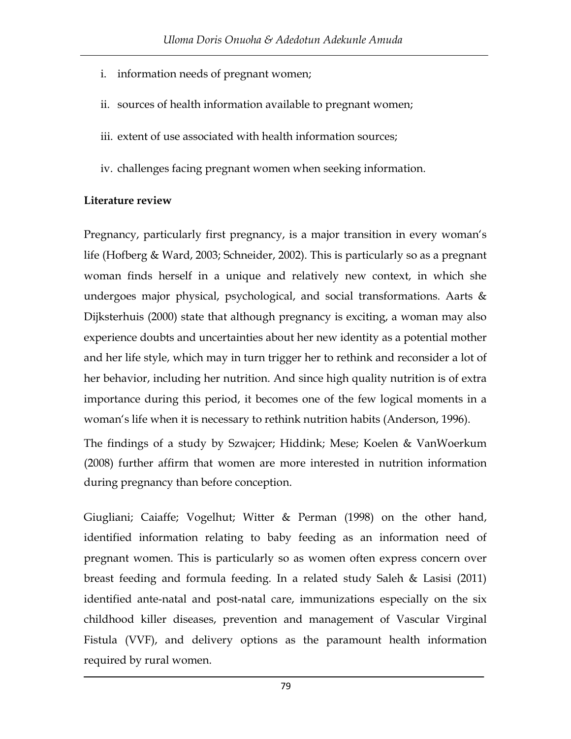i. information needs of pregnant women;

ii. sources of health information available to pregnant women;

iii. extent of use associated with health information sources;

iv. challenges facing pregnant women when seeking information.

**Literature review**

Pregnancy, particularly first pregnancy, is a major transition in every woman's life (Hofberg & Ward, 2003; Schneider, 2002). This is particularly so as a pregnant woman finds herself in a unique and relatively new context, in which she undergoes major physical, psychological, and social transformations. Aarts & Dijksterhuis (2000) state that although pregnancy is exciting, a woman may also experience doubts and uncertainties about her new identity as a potential mother and her life style, which may in turn trigger her to rethink and reconsider a lot of her behavior, including her nutrition. And since high quality nutrition is of extra importance during this period, it becomes one of the few logical moments in a woman's life when it is necessary to rethink nutrition habits (Anderson, 1996).

The findings of a study by Szwajcer; Hiddink; Mese; Koelen & VanWoerkum (2008) further affirm that women are more interested in nutrition information during pregnancy than before conception.

Giugliani; Caiaffe; Vogelhut; Witter & Perman (1998) on the other hand, identified information relating to baby feeding as an information need of pregnant women. This is particularly so as women often express concern over breast feeding and formula feeding. In a related study Saleh & Lasisi (2011) identified ante-natal and post-natal care, immunizations especially on the six childhood killer diseases, prevention and management of Vascular Virginal Fistula (VVF), and delivery options as the paramount health information required by rural women.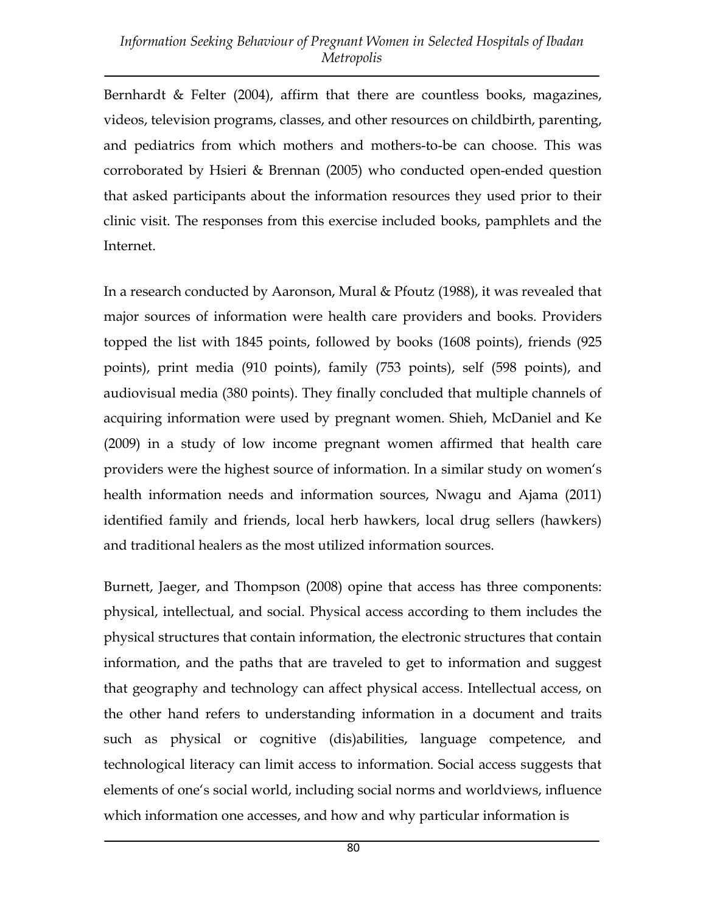Bernhardt & Felter (2004), affirm that there are countless books, magazines, videos, television programs, classes, and other resources on childbirth, parenting, and pediatrics from which mothers and mothers-to-be can choose. This was corroborated by Hsieri & Brennan (2005) who conducted open-ended question that asked participants about the information resources they used prior to their clinic visit. The responses from this exercise included books, pamphlets and the Internet.

In a research conducted by Aaronson, Mural & Pfoutz (1988), it was revealed that major sources of information were health care providers and books. Providers topped the list with 1845 points, followed by books (1608 points), friends (925 points), print media (910 points), family (753 points), self (598 points), and audiovisual media (380 points). They finally concluded that multiple channels of acquiring information were used by pregnant women. Shieh, McDaniel and Ke (2009) in a study of low income pregnant women affirmed that health care providers were the highest source of information. In a similar study on women's health information needs and information sources, Nwagu and Ajama (2011) identified family and friends, local herb hawkers, local drug sellers (hawkers) and traditional healers as the most utilized information sources.

Burnett, Jaeger, and Thompson (2008) opine that access has three components: physical, intellectual, and social. Physical access according to them includes the physical structures that contain information, the electronic structures that contain information, and the paths that are traveled to get to information and suggest that geography and technology can affect physical access. Intellectual access, on the other hand refers to understanding information in a document and traits such as physical or cognitive (dis)abilities, language competence, and technological literacy can limit access to information. Social access suggests that elements of one's social world, including social norms and worldviews, influence which information one accesses, and how and why particular information is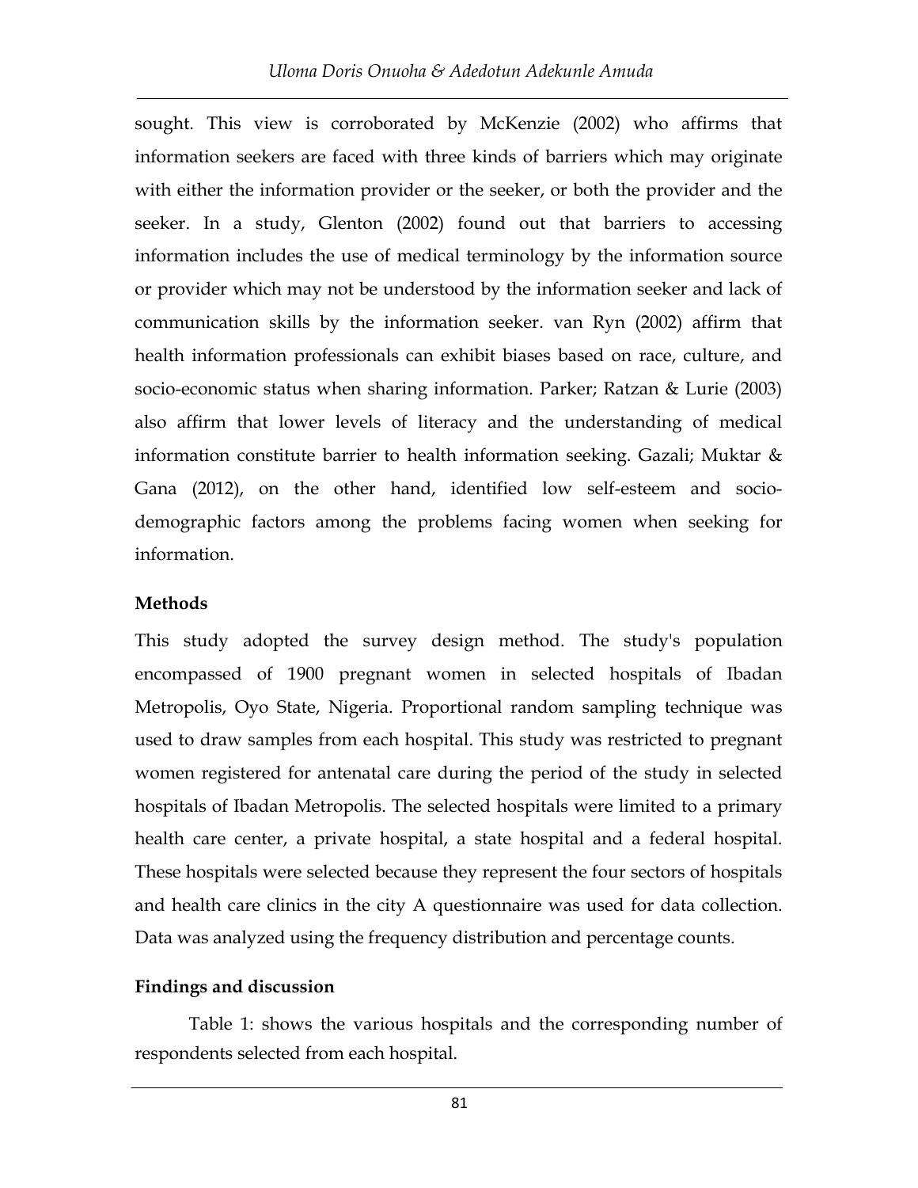sought. This view is corroborated by McKenzie (2002) who affirms that information seekers are faced with three kinds of barriers which may originate with either the information provider or the seeker, or both the provider and the seeker. In a study, Glenton (2002) found out that barriers to accessing information includes the use of medical terminology by the information source or provider which may not be understood by the information seeker and lack of communication skills by the information seeker. van Ryn (2002) affirm that health information professionals can exhibit biases based on race, culture, and socio-economic status when sharing information. Parker; Ratzan & Lurie (2003) also affirm that lower levels of literacy and the understanding of medical information constitute barrier to health information seeking. Gazali; Muktar & Gana (2012), on the other hand, identified low self-esteem and socio-demographic factors among the problems facing women when seeking for information.

**Methods**

This study adopted the survey design method. The study's population encompassed of 1900 pregnant women in selected hospitals of Ibadan Metropolis, Oyo State, Nigeria. Proportional random sampling technique was used to draw samples from each hospital. This study was restricted to pregnant women registered for antenatal care during the period of the study in selected hospitals of Ibadan Metropolis. The selected hospitals were limited to a primary health care center, a private hospital, a state hospital and a federal hospital. These hospitals were selected because they represent the four sectors of hospitals and health care clinics in the city A questionnaire was used for data collection. Data was analyzed using the frequency distribution and percentage counts.

**Findings and discussion**

Table 1: shows the various hospitals and the corresponding number of respondents selected from each hospital.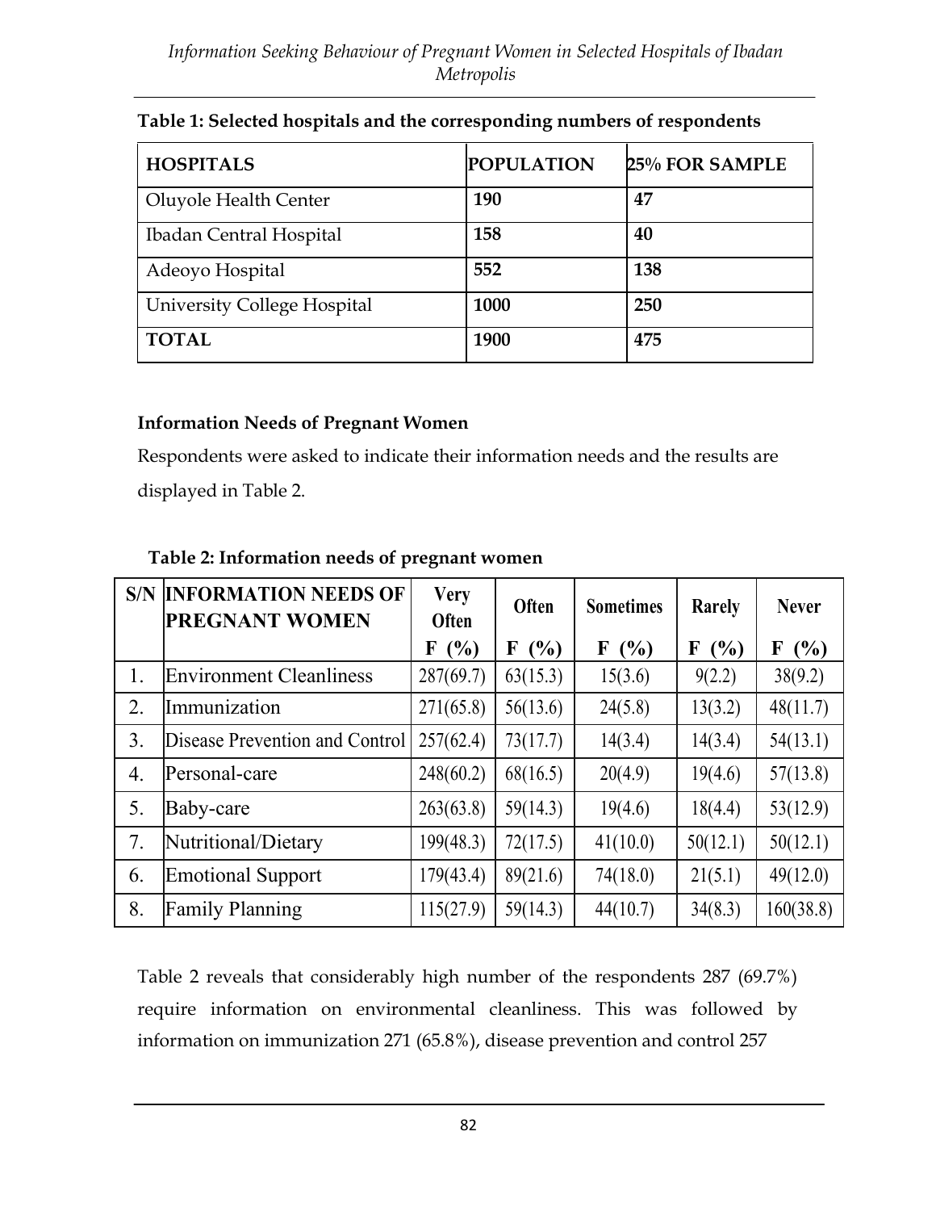**Table 1: Selected hospitals and the corresponding numbers of respondents**

| HOSPITALS | POPULATION | 25% FOR SAMPLE |
|---|---|---|
| Oluyole Health Center | 190 | 47 |
| Ibadan Central Hospital | 158 | 40 |
| Adeoyo Hospital | 552 | 138 |
| University College Hospital | 1000 | 250 |
| TOTAL | 1900 | 475 |

**Information Needs of Pregnant Women**

Respondents were asked to indicate their information needs and the results are displayed in Table 2.

**Table 2: Information needs of pregnant women**

| S/N | INFORMATION NEEDS OF PREGNANT WOMEN | Very Often | Often | Sometimes | Rarely | Never |
|---|---|---|---|---|---|---|
| | | F (%) | F (%) | F (%) | F (%) | F (%) |
| 1. | Environment Cleanliness | 287(69.7) | 63(15.3) | 15(3.6) | 9(2.2) | 38(9.2) |
| 2. | Immunization | 271(65.8) | 56(13.6) | 24(5.8) | 13(3.2) | 48(11.7) |
| 3. | Disease Prevention and Control | 257(62.4) | 73(17.7) | 14(3.4) | 14(3.4) | 54(13.1) |
| 4. | Personal-care | 248(60.2) | 68(16.5) | 20(4.9) | 19(4.6) | 57(13.8) |
| 5. | Baby-care | 263(63.8) | 59(14.3) | 19(4.6) | 18(4.4) | 53(12.9) |
| 7. | Nutritional/Dietary | 199(48.3) | 72(17.5) | 41(10.0) | 50(12.1) | 50(12.1) |
| 6. | Emotional Support | 179(43.4) | 89(21.6) | 74(18.0) | 21(5.1) | 49(12.0) |
| 8. | Family Planning | 115(27.9) | 59(14.3) | 44(10.7) | 34(8.3) | 160(38.8) |

Table 2 reveals that considerably high number of the respondents 287 (69.7%) require information on environmental cleanliness. This was followed by information on immunization 271 (65.8%), disease prevention and control 257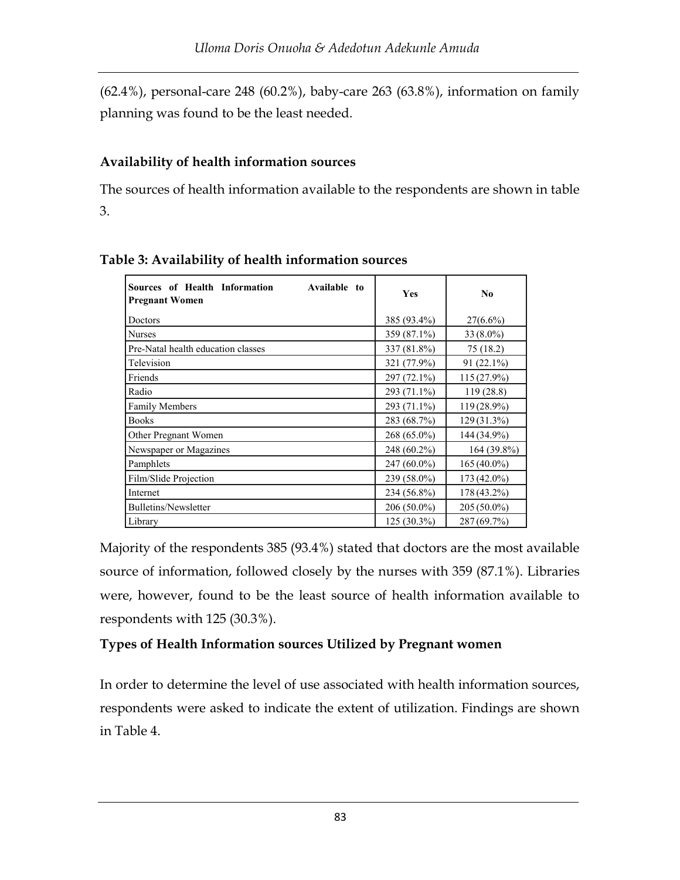(62.4%), personal-care 248 (60.2%), baby-care 263 (63.8%), information on family planning was found to be the least needed.

### Availability of health information sources

The sources of health information available to the respondents are shown in table 3.

**Table 3: Availability of health information sources**

| Sources of Health Information Available to Pregnant Women | Yes | No |
|---|---|---|
| Doctors | 385 (93.4%) | 27(6.6%) |
| Nurses | 359 (87.1%) | 33 (8.0%) |
| Pre-Natal health education classes | 337 (81.8%) | 75 (18.2) |
| Television | 321 (77.9%) | 91 (22.1%) |
| Friends | 297 (72.1%) | 115 (27.9%) |
| Radio | 293 (71.1%) | 119 (28.8) |
| Family Members | 293 (71.1%) | 119 (28.9%) |
| Books | 283 (68.7%) | 129 (31.3%) |
| Other Pregnant Women | 268 (65.0%) | 144 (34.9%) |
| Newspaper or Magazines | 248 (60.2%) | 164 (39.8%) |
| Pamphlets | 247 (60.0%) | 165 (40.0%) |
| Film/Slide Projection | 239 (58.0%) | 173 (42.0%) |
| Internet | 234 (56.8%) | 178 (43.2%) |
| Bulletins/Newsletter | 206 (50.0%) | 205 (50.0%) |
| Library | 125 (30.3%) | 287 (69.7%) |

Majority of the respondents 385 (93.4%) stated that doctors are the most available source of information, followed closely by the nurses with 359 (87.1%). Libraries were, however, found to be the least source of health information available to respondents with 125 (30.3%).

### Types of Health Information sources Utilized by Pregnant women

In order to determine the level of use associated with health information sources, respondents were asked to indicate the extent of utilization. Findings are shown in Table 4.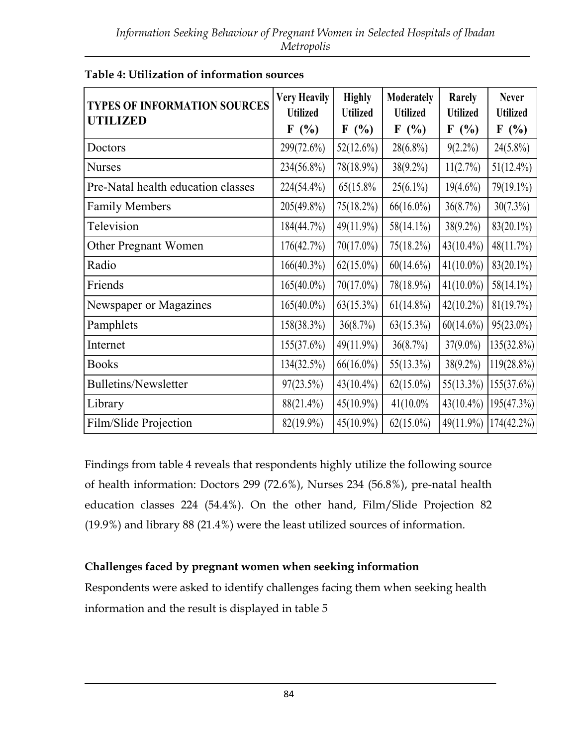**Table 4: Utilization of information sources**

| TYPES OF INFORMATION SOURCES UTILIZED | Very Heavily Utilized F (%) | Highly Utilized F (%) | Moderately Utilized F (%) | Rarely Utilized F (%) | Never Utilized F (%) |
|---|---|---|---|---|---|
| Doctors | 299(72.6%) | 52(12.6%) | 28(6.8%) | 9(2.2%) | 24(5.8%) |
| Nurses | 234(56.8%) | 78(18.9%) | 38(9.2%) | 11(2.7%) | 51(12.4%) |
| Pre-Natal health education classes | 224(54.4%) | 65(15.8% | 25(6.1%) | 19(4.6%) | 79(19.1%) |
| Family Members | 205(49.8%) | 75(18.2%) | 66(16.0%) | 36(8.7%) | 30(7.3%) |
| Television | 184(44.7%) | 49(11.9%) | 58(14.1%) | 38(9.2%) | 83(20.1%) |
| Other Pregnant Women | 176(42.7%) | 70(17.0%) | 75(18.2%) | 43(10.4%) | 48(11.7%) |
| Radio | 166(40.3%) | 62(15.0%) | 60(14.6%) | 41(10.0%) | 83(20.1%) |
| Friends | 165(40.0%) | 70(17.0%) | 78(18.9%) | 41(10.0%) | 58(14.1%) |
| Newspaper or Magazines | 165(40.0%) | 63(15.3%) | 61(14.8%) | 42(10.2%) | 81(19.7%) |
| Pamphlets | 158(38.3%) | 36(8.7%) | 63(15.3%) | 60(14.6%) | 95(23.0%) |
| Internet | 155(37.6%) | 49(11.9%) | 36(8.7%) | 37(9.0%) | 135(32.8%) |
| Books | 134(32.5%) | 66(16.0%) | 55(13.3%) | 38(9.2%) | 119(28.8%) |
| Bulletins/Newsletter | 97(23.5%) | 43(10.4%) | 62(15.0%) | 55(13.3%) | 155(37.6%) |
| Library | 88(21.4%) | 45(10.9%) | 41(10.0% | 43(10.4%) | 195(47.3%) |
| Film/Slide Projection | 82(19.9%) | 45(10.9%) | 62(15.0%) | 49(11.9%) | 174(42.2%) |

Findings from table 4 reveals that respondents highly utilize the following source of health information: Doctors 299 (72.6%), Nurses 234 (56.8%), pre-natal health education classes 224 (54.4%). On the other hand, Film/Slide Projection 82 (19.9%) and library 88 (21.4%) were the least utilized sources of information.

**Challenges faced by pregnant women when seeking information**

Respondents were asked to identify challenges facing them when seeking health information and the result is displayed in table 5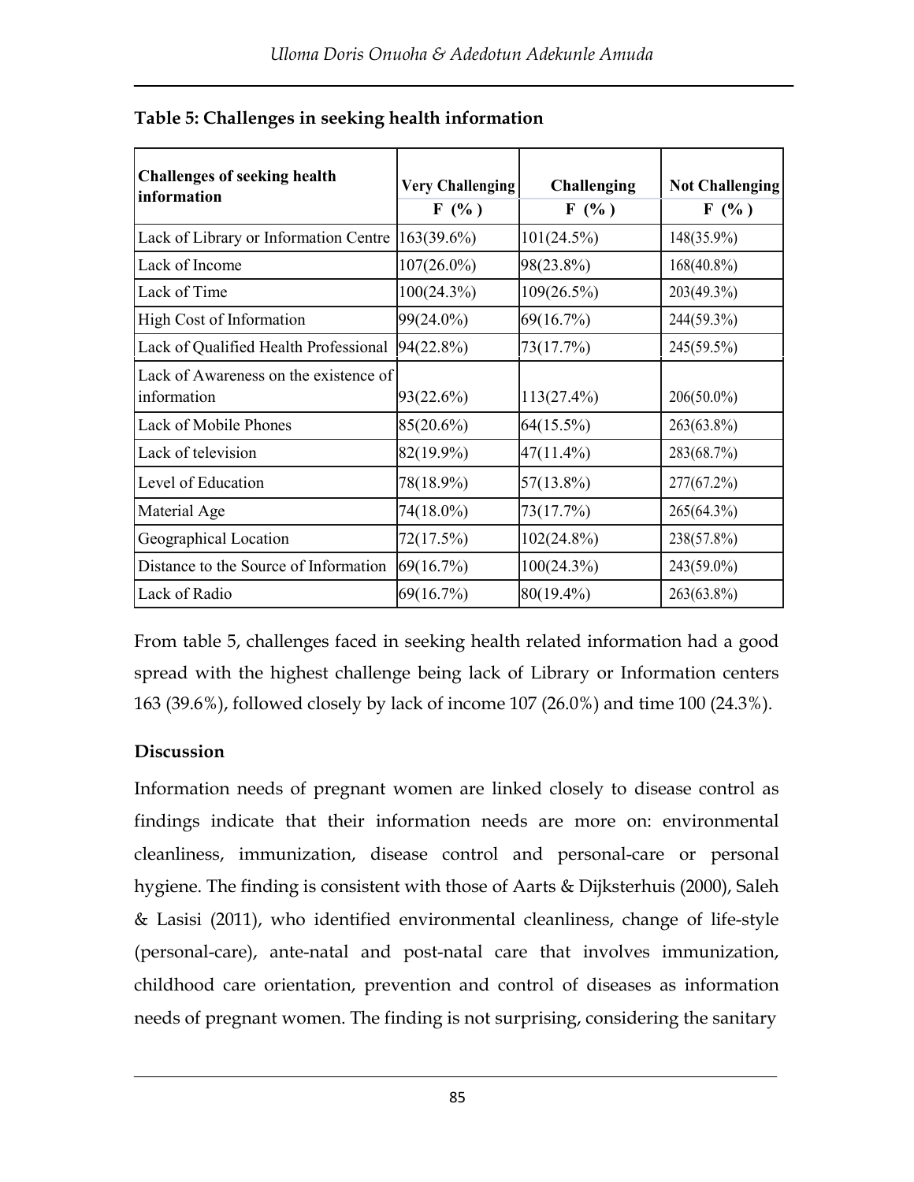**Table 5: Challenges in seeking health information**

| Challenges of seeking health information | Very Challenging F (%) | Challenging F (%) | Not Challenging F (%) |
|---|---|---|---|
| Lack of Library or Information Centre | 163(39.6%) | 101(24.5%) | 148(35.9%) |
| Lack of Income | 107(26.0%) | 98(23.8%) | 168(40.8%) |
| Lack of Time | 100(24.3%) | 109(26.5%) | 203(49.3%) |
| High Cost of Information | 99(24.0%) | 69(16.7%) | 244(59.3%) |
| Lack of Qualified Health Professional | 94(22.8%) | 73(17.7%) | 245(59.5%) |
| Lack of Awareness on the existence of information | 93(22.6%) | 113(27.4%) | 206(50.0%) |
| Lack of Mobile Phones | 85(20.6%) | 64(15.5%) | 263(63.8%) |
| Lack of television | 82(19.9%) | 47(11.4%) | 283(68.7%) |
| Level of Education | 78(18.9%) | 57(13.8%) | 277(67.2%) |
| Material Age | 74(18.0%) | 73(17.7%) | 265(64.3%) |
| Geographical Location | 72(17.5%) | 102(24.8%) | 238(57.8%) |
| Distance to the Source of Information | 69(16.7%) | 100(24.3%) | 243(59.0%) |
| Lack of Radio | 69(16.7%) | 80(19.4%) | 263(63.8%) |

From table 5, challenges faced in seeking health related information had a good spread with the highest challenge being lack of Library or Information centers 163 (39.6%), followed closely by lack of income 107 (26.0%) and time 100 (24.3%).

## Discussion

Information needs of pregnant women are linked closely to disease control as findings indicate that their information needs are more on: environmental cleanliness, immunization, disease control and personal-care or personal hygiene. The finding is consistent with those of Aarts & Dijksterhuis (2000), Saleh & Lasisi (2011), who identified environmental cleanliness, change of life-style (personal-care), ante-natal and post-natal care that involves immunization, childhood care orientation, prevention and control of diseases as information needs of pregnant women. The finding is not surprising, considering the sanitary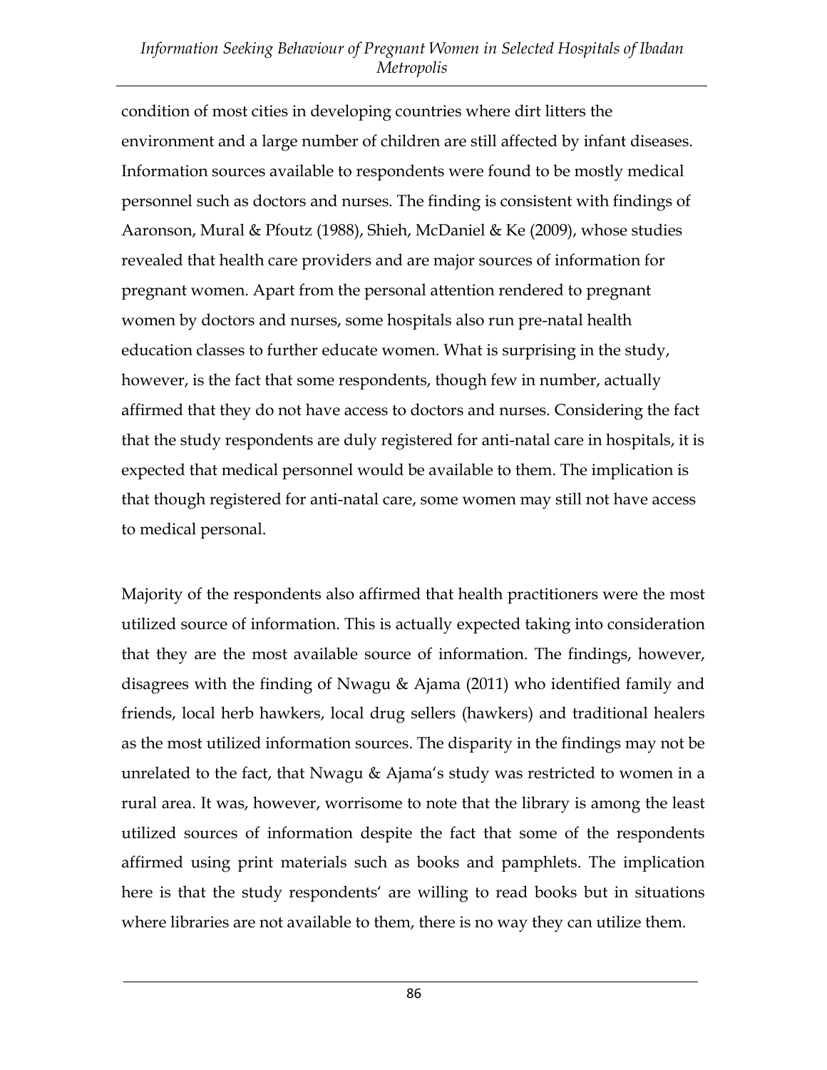condition of most cities in developing countries where dirt litters the environment and a large number of children are still affected by infant diseases. Information sources available to respondents were found to be mostly medical personnel such as doctors and nurses. The finding is consistent with findings of Aaronson, Mural & Pfoutz (1988), Shieh, McDaniel & Ke (2009), whose studies revealed that health care providers and are major sources of information for pregnant women. Apart from the personal attention rendered to pregnant women by doctors and nurses, some hospitals also run pre-natal health education classes to further educate women. What is surprising in the study, however, is the fact that some respondents, though few in number, actually affirmed that they do not have access to doctors and nurses. Considering the fact that the study respondents are duly registered for anti-natal care in hospitals, it is expected that medical personnel would be available to them. The implication is that though registered for anti-natal care, some women may still not have access to medical personal.

Majority of the respondents also affirmed that health practitioners were the most utilized source of information. This is actually expected taking into consideration that they are the most available source of information. The findings, however, disagrees with the finding of Nwagu & Ajama (2011) who identified family and friends, local herb hawkers, local drug sellers (hawkers) and traditional healers as the most utilized information sources. The disparity in the findings may not be unrelated to the fact, that Nwagu & Ajama's study was restricted to women in a rural area. It was, however, worrisome to note that the library is among the least utilized sources of information despite the fact that some of the respondents affirmed using print materials such as books and pamphlets. The implication here is that the study respondents' are willing to read books but in situations where libraries are not available to them, there is no way they can utilize them.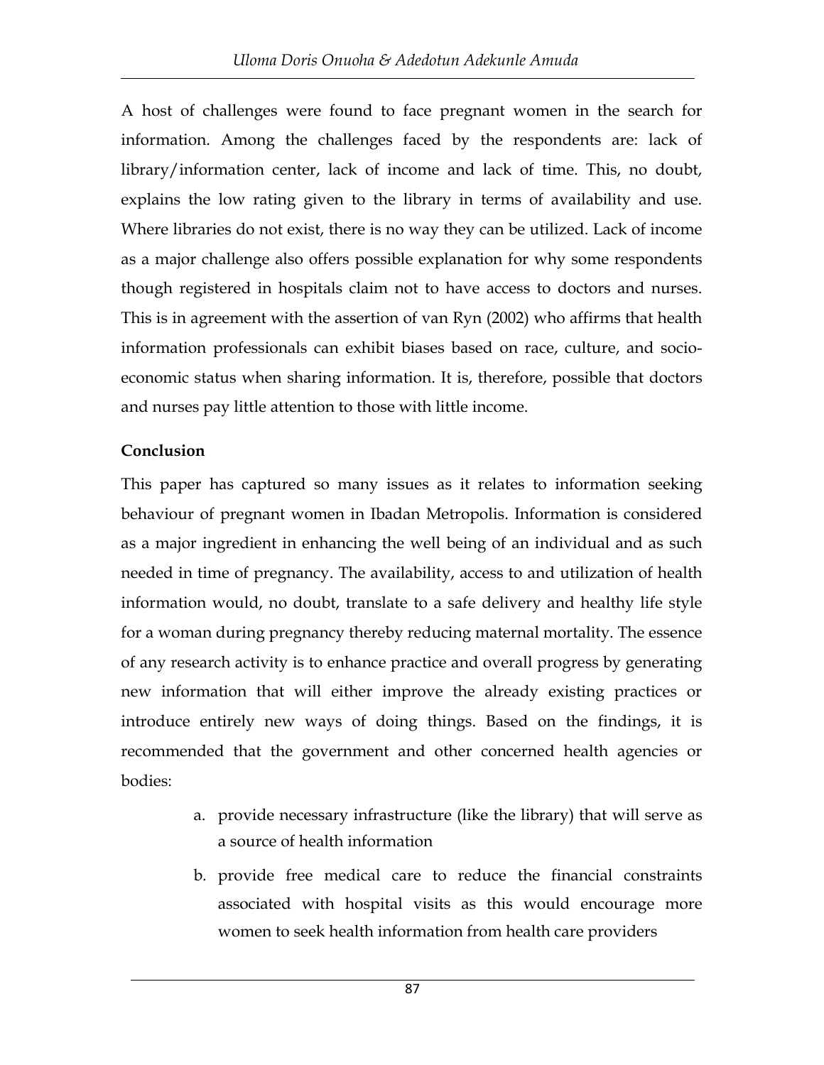A host of challenges were found to face pregnant women in the search for information. Among the challenges faced by the respondents are: lack of library/information center, lack of income and lack of time. This, no doubt, explains the low rating given to the library in terms of availability and use. Where libraries do not exist, there is no way they can be utilized. Lack of income as a major challenge also offers possible explanation for why some respondents though registered in hospitals claim not to have access to doctors and nurses. This is in agreement with the assertion of van Ryn (2002) who affirms that health information professionals can exhibit biases based on race, culture, and socio-economic status when sharing information. It is, therefore, possible that doctors and nurses pay little attention to those with little income.

**Conclusion**

This paper has captured so many issues as it relates to information seeking behaviour of pregnant women in Ibadan Metropolis. Information is considered as a major ingredient in enhancing the well being of an individual and as such needed in time of pregnancy. The availability, access to and utilization of health information would, no doubt, translate to a safe delivery and healthy life style for a woman during pregnancy thereby reducing maternal mortality. The essence of any research activity is to enhance practice and overall progress by generating new information that will either improve the already existing practices or introduce entirely new ways of doing things. Based on the findings, it is recommended that the government and other concerned health agencies or bodies:

a. provide necessary infrastructure (like the library) that will serve as a source of health information

b. provide free medical care to reduce the financial constraints associated with hospital visits as this would encourage more women to seek health information from health care providers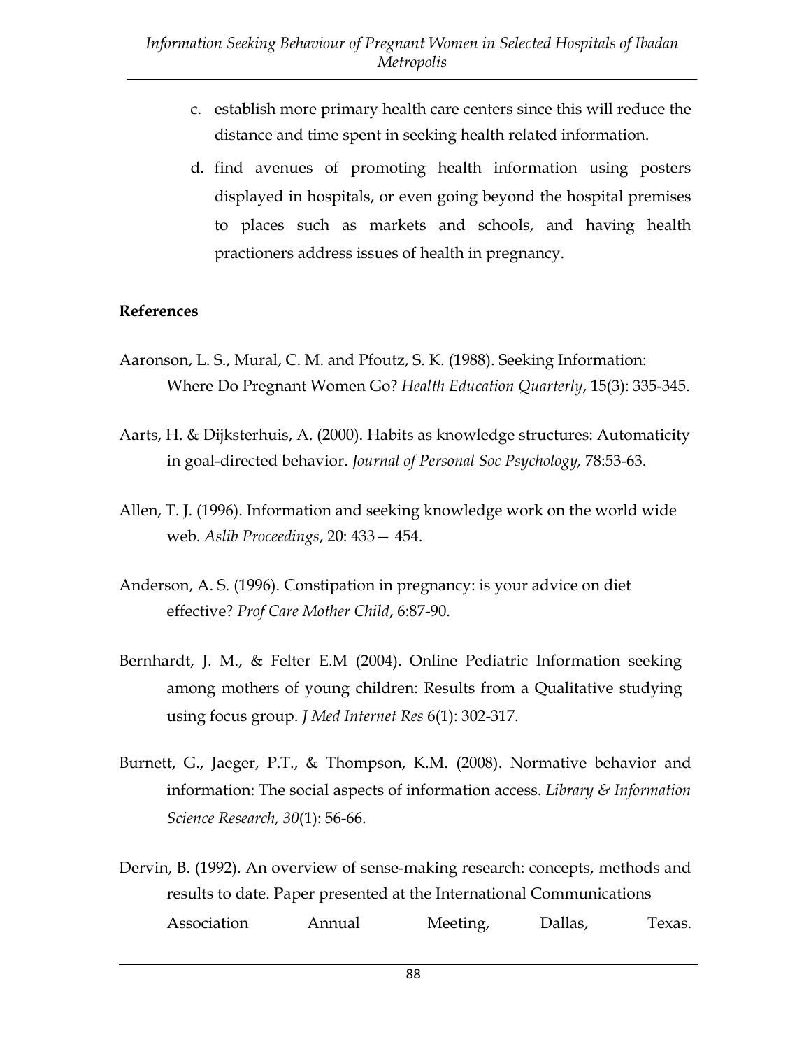c. establish more primary health care centers since this will reduce the distance and time spent in seeking health related information.

d. find avenues of promoting health information using posters displayed in hospitals, or even going beyond the hospital premises to places such as markets and schools, and having health practioners address issues of health in pregnancy.

## References

Aaronson, L. S., Mural, C. M. and Pfoutz, S. K. (1988). Seeking Information: Where Do Pregnant Women Go? *Health Education Quarterly*, 15(3): 335-345.

Aarts, H. & Dijksterhuis, A. (2000). Habits as knowledge structures: Automaticity in goal-directed behavior. *Journal of Personal Soc Psychology,* 78:53-63.

Allen, T. J. (1996). Information and seeking knowledge work on the world wide web. *Aslib Proceedings*, 20: 433— 454.

Anderson, A. S. (1996). Constipation in pregnancy: is your advice on diet effective? *Prof Care Mother Child*, 6:87-90.

Bernhardt, J. M., & Felter E.M (2004). Online Pediatric Information seeking among mothers of young children: Results from a Qualitative studying using focus group. *J Med Internet Res* 6(1): 302-317.

Burnett, G., Jaeger, P.T., & Thompson, K.M. (2008). Normative behavior and information: The social aspects of information access. *Library & Information Science Research, 30*(1): 56-66.

Dervin, B. (1992). An overview of sense-making research: concepts, methods and results to date. Paper presented at the International Communications Association Annual Meeting, Dallas, Texas.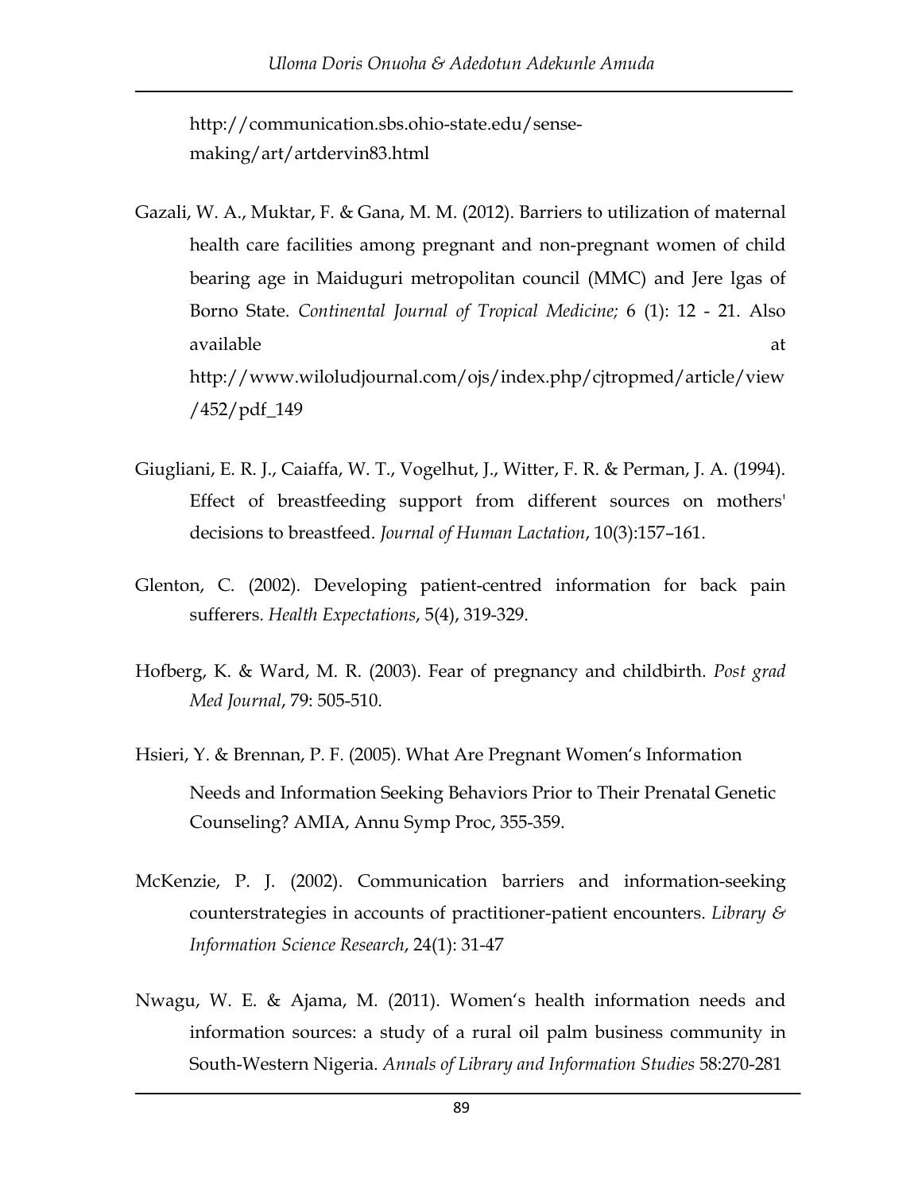http://communication.sbs.ohio-state.edu/sense-making/art/artdervin83.html

Gazali, W. A., Muktar, F. & Gana, M. M. (2012). Barriers to utilization of maternal health care facilities among pregnant and non-pregnant women of child bearing age in Maiduguri metropolitan council (MMC) and Jere lgas of Borno State. *Continental Journal of Tropical Medicine;* 6 (1): 12 - 21. Also available at http://www.wiloludjournal.com/ojs/index.php/cjtropmed/article/view/452/pdf_149

Giugliani, E. R. J., Caiaffa, W. T., Vogelhut, J., Witter, F. R. & Perman, J. A. (1994). Effect of breastfeeding support from different sources on mothers' decisions to breastfeed. *Journal of Human Lactation*, 10(3):157–161.

Glenton, C. (2002). Developing patient-centred information for back pain sufferers. *Health Expectations*, 5(4), 319-329.

Hofberg, K. & Ward, M. R. (2003). Fear of pregnancy and childbirth. *Post grad Med Journal*, 79: 505-510.

Hsieri, Y. & Brennan, P. F. (2005). What Are Pregnant Women's Information Needs and Information Seeking Behaviors Prior to Their Prenatal Genetic Counseling? AMIA, Annu Symp Proc, 355-359.

McKenzie, P. J. (2002). Communication barriers and information-seeking counterstrategies in accounts of practitioner-patient encounters. *Library & Information Science Research*, 24(1): 31-47

Nwagu, W. E. & Ajama, M. (2011). Women's health information needs and information sources: a study of a rural oil palm business community in South-Western Nigeria. *Annals of Library and Information Studies* 58:270-281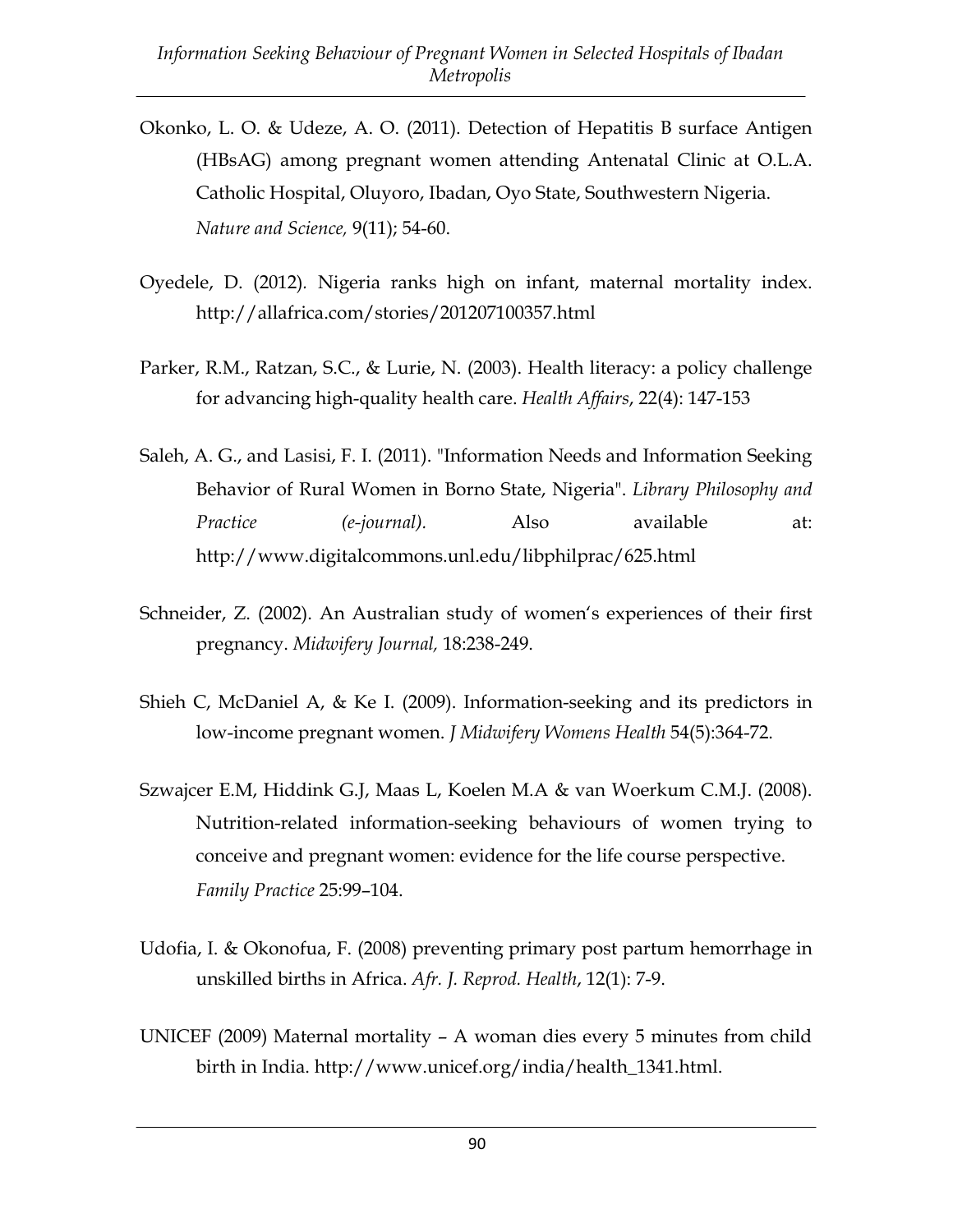Okonko, L. O. & Udeze, A. O. (2011). Detection of Hepatitis B surface Antigen (HBsAG) among pregnant women attending Antenatal Clinic at O.L.A. Catholic Hospital, Oluyoro, Ibadan, Oyo State, Southwestern Nigeria. *Nature and Science,* 9(11); 54-60.

Oyedele, D. (2012). Nigeria ranks high on infant, maternal mortality index. http://allafrica.com/stories/201207100357.html

Parker, R.M., Ratzan, S.C., & Lurie, N. (2003). Health literacy: a policy challenge for advancing high-quality health care. *Health Affairs*, 22(4): 147-153

Saleh, A. G., and Lasisi, F. I. (2011). "Information Needs and Information Seeking Behavior of Rural Women in Borno State, Nigeria". *Library Philosophy and Practice (e-journal).* Also available at: http://www.digitalcommons.unl.edu/libphilprac/625.html

Schneider, Z. (2002). An Australian study of women's experiences of their first pregnancy. *Midwifery Journal,* 18:238-249.

Shieh C, McDaniel A, & Ke I. (2009). Information-seeking and its predictors in low-income pregnant women. *J Midwifery Womens Health* 54(5):364-72.

Szwajcer E.M, Hiddink G.J, Maas L, Koelen M.A & van Woerkum C.M.J. (2008). Nutrition-related information-seeking behaviours of women trying to conceive and pregnant women: evidence for the life course perspective. *Family Practice* 25:99–104.

Udofia, I. & Okonofua, F. (2008) preventing primary post partum hemorrhage in unskilled births in Africa. *Afr. J. Reprod. Health*, 12(1): 7-9.

UNICEF (2009) Maternal mortality – A woman dies every 5 minutes from child birth in India. http://www.unicef.org/india/health_1341.html.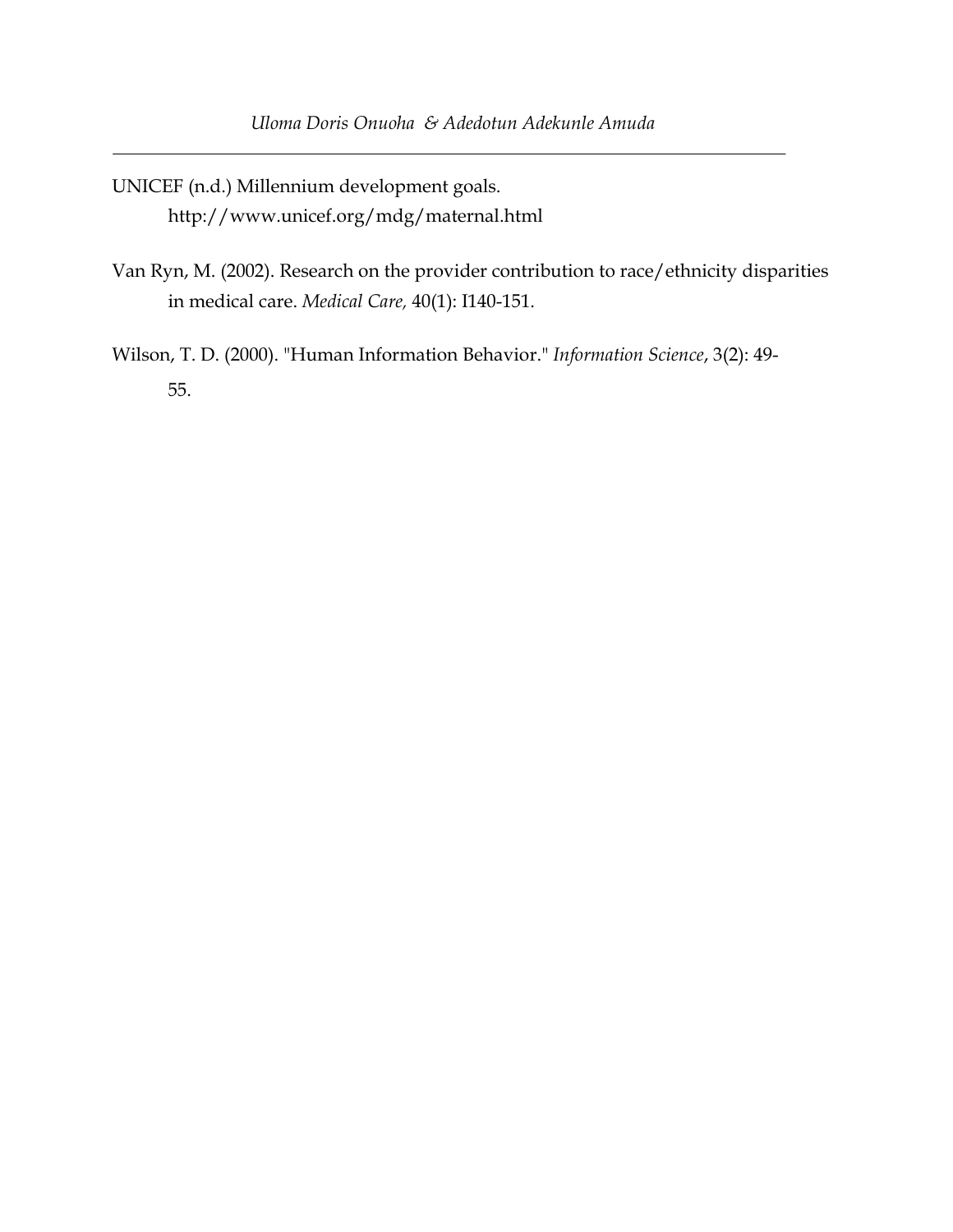UNICEF (n.d.) Millennium development goals. http://www.unicef.org/mdg/maternal.html

Van Ryn, M. (2002). Research on the provider contribution to race/ethnicity disparities in medical care. *Medical Care,* 40(1): I140-151.

Wilson, T. D. (2000). "Human Information Behavior." *Information Science*, 3(2): 49-55.